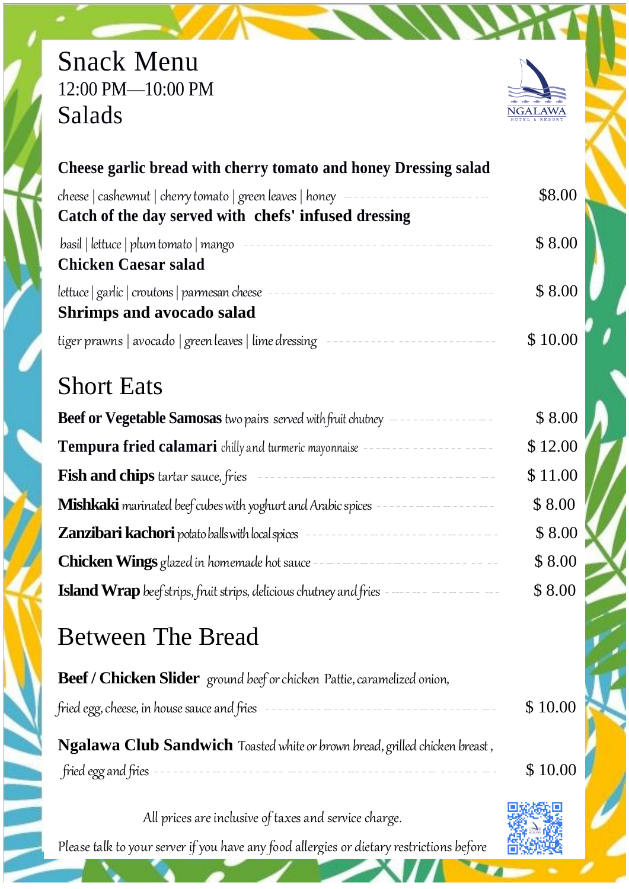# Snack Menu

12:00 PM—10:00 PM

NGALAWA
HOTEL & RESORT

## Salads

**Cheese garlic bread with cherry tomato and honey Dressing salad**

cheese | cashewnut | cherry tomato | green leaves | honey — $8.00

**Catch of the day served with chefs' infused dressing**

basil | lettuce | plum tomato | mango — $ 8.00

**Chicken Caesar salad**

lettuce | garlic | croutons | parmesan cheese — $ 8.00

**Shrimps and avocado salad**

tiger prawns | avocado | green leaves | lime dressing — $ 10.00

## Short Eats

**Beef or Vegetable Samosas** two pairs served with fruit chutney — $ 8.00

**Tempura fried calamari** chilly and turmeric mayonnaise — $ 12.00

**Fish and chips** tartar sauce, fries — $ 11.00

**Mishkaki** marinated beef cubes with yoghurt and Arabic spices — $ 8.00

**Zanzibari kachori** potato balls with local spices — $ 8.00

**Chicken Wings** glazed in homemade hot sauce — $ 8.00

**Island Wrap** beef strips, fruit strips, delicious chutney and fries — $ 8.00

## Between The Bread

**Beef / Chicken Slider** ground beef or chicken Pattie, caramelized onion, fried egg, cheese, in house sauce and fries — $ 10.00

**Ngalawa Club Sandwich** Toasted white or brown bread, grilled chicken breast, fried egg and fries — $ 10.00

All prices are inclusive of taxes and service charge.

Please talk to your server if you have any food allergies or dietary restrictions before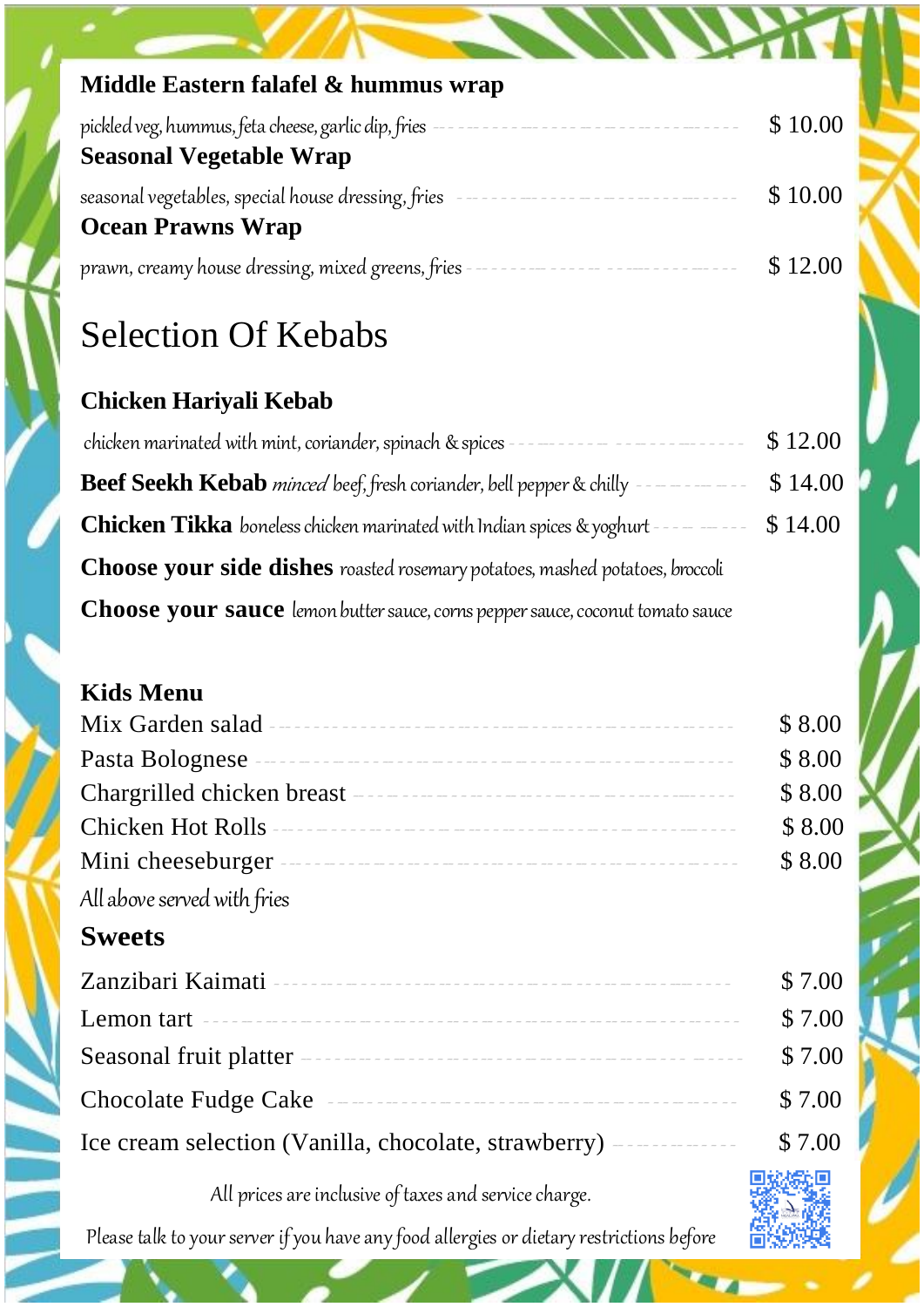### Middle Eastern falafel & hummus wrap

pickled veg, hummus, feta cheese, garlic dip, fries — $ 10.00

### Seasonal Vegetable Wrap

seasonal vegetables, special house dressing, fries — $ 10.00

### Ocean Prawns Wrap

prawn, creamy house dressing, mixed greens, fries — $ 12.00

## Selection Of Kebabs

### Chicken Hariyali Kebab

chicken marinated with mint, coriander, spinach & spices — $ 12.00

**Beef Seekh Kebab** *minced* beef, fresh coriander, bell pepper & chilly — $ 14.00

**Chicken Tikka** boneless chicken marinated with Indian spices & yoghurt — $ 14.00

**Choose your side dishes** roasted rosemary potatoes, mashed potatoes, broccoli

**Choose your sauce** lemon butter sauce, corns pepper sauce, coconut tomato sauce

### Kids Menu

| | |
|---|---|
| Mix Garden salad | $ 8.00 |
| Pasta Bolognese | $ 8.00 |
| Chargrilled chicken breast | $ 8.00 |
| Chicken Hot Rolls | $ 8.00 |
| Mini cheeseburger | $ 8.00 |

*All above served with fries*

### Sweets

| | |
|---|---|
| Zanzibari Kaimati | $ 7.00 |
| Lemon tart | $ 7.00 |
| Seasonal fruit platter | $ 7.00 |
| Chocolate Fudge Cake | $ 7.00 |
| Ice cream selection (Vanilla, chocolate, strawberry) | $ 7.00 |

*All prices are inclusive of taxes and service charge.*

*Please talk to your server if you have any food allergies or dietary restrictions before*